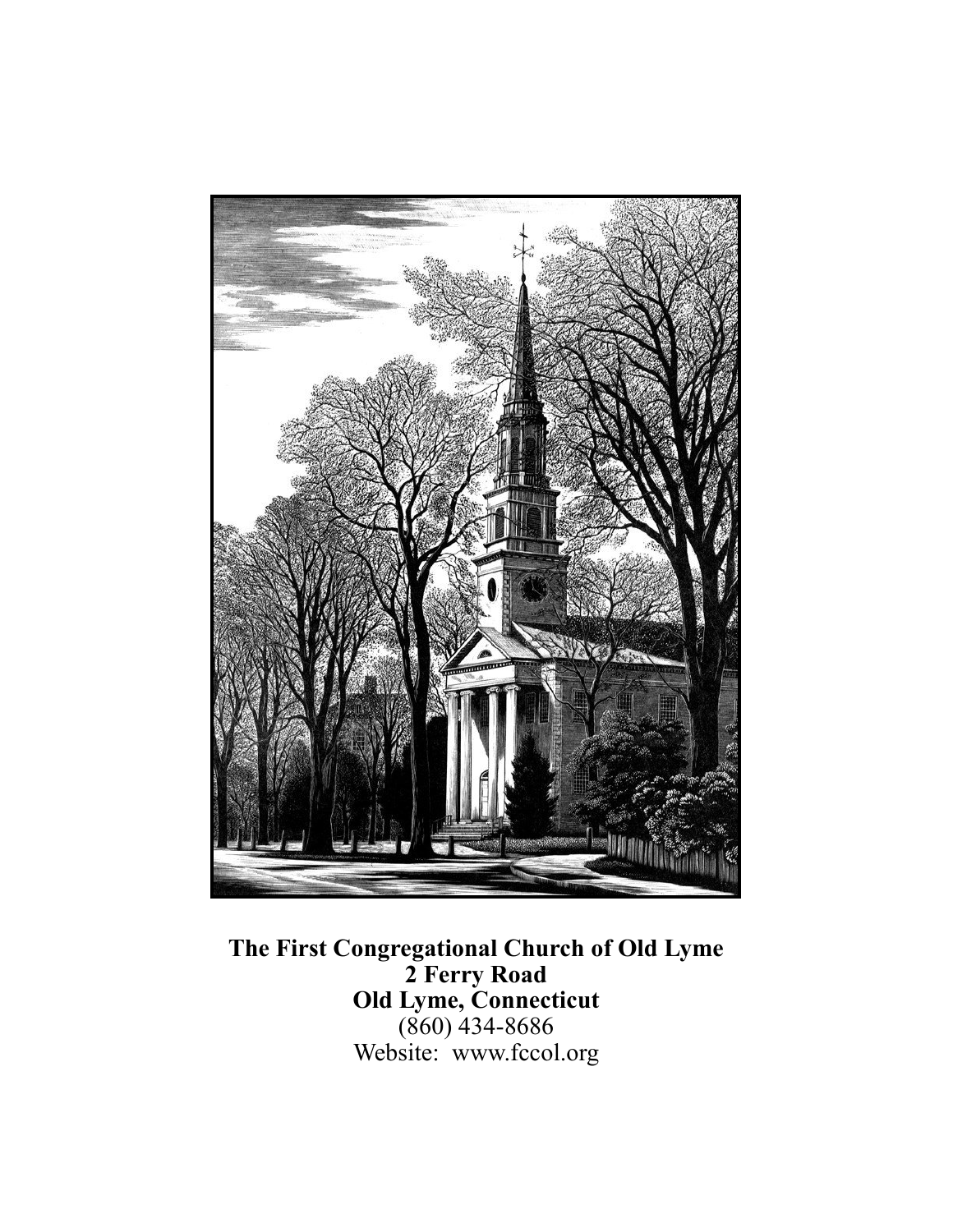**The First Congregational Church of Old Lyme**
**2 Ferry Road**
**Old Lyme, Connecticut**
(860) 434-8686
Website: www.fccol.org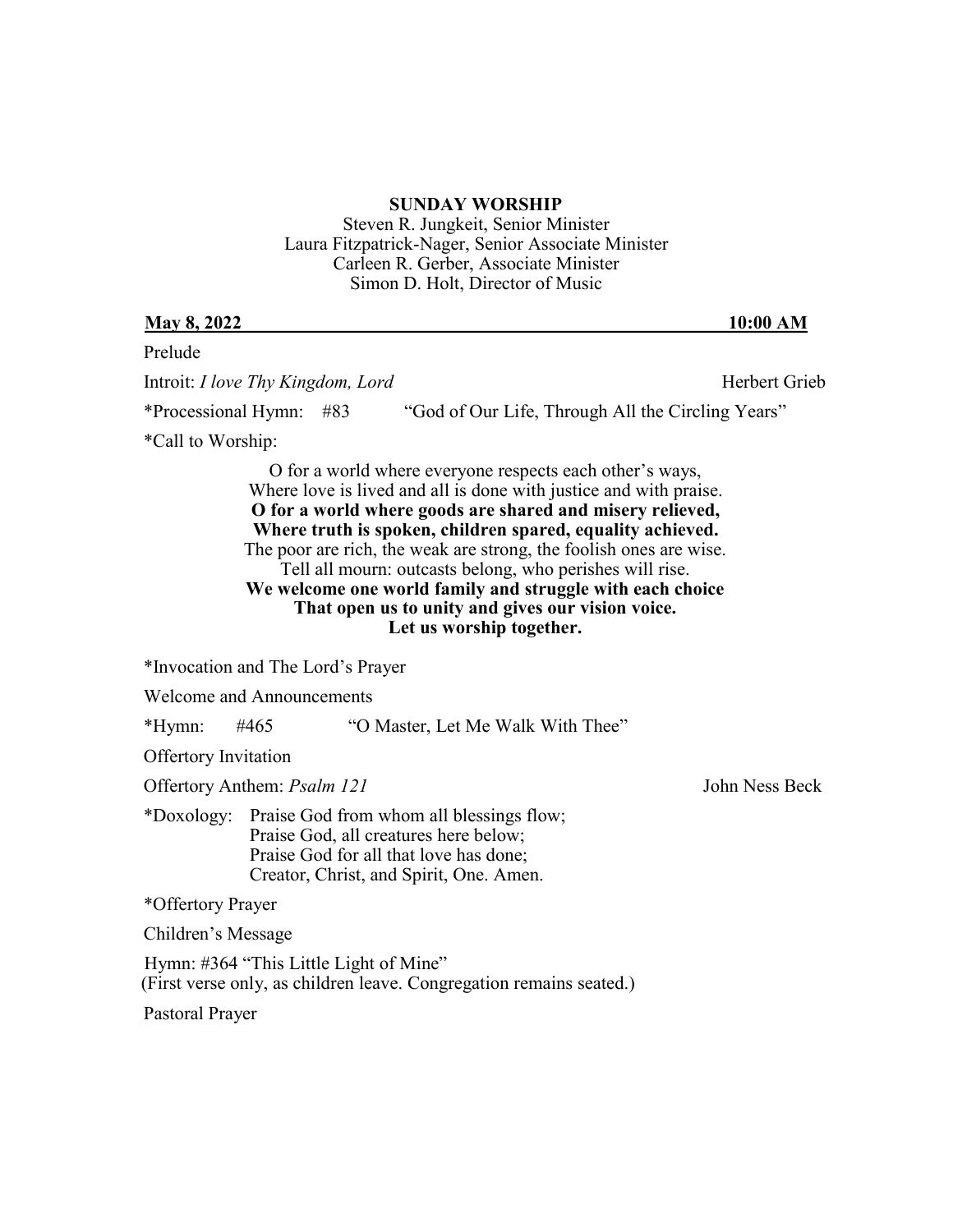**SUNDAY WORSHIP**

Steven R. Jungkeit, Senior Minister
Laura Fitzpatrick-Nager, Senior Associate Minister
Carleen R. Gerber, Associate Minister
Simon D. Holt, Director of Music

**May 8, 2022** **10:00 AM**

Prelude

Introit: *I love Thy Kingdom, Lord* Herbert Grieb

*Processional Hymn: #83 "God of Our Life, Through All the Circling Years"

*Call to Worship:

O for a world where everyone respects each other's ways,
Where love is lived and all is done with justice and with praise.
**O for a world where goods are shared and misery relieved,**
**Where truth is spoken, children spared, equality achieved.**
The poor are rich, the weak are strong, the foolish ones are wise.
Tell all mourn: outcasts belong, who perishes will rise.
**We welcome one world family and struggle with each choice**
**That open us to unity and gives our vision voice.**
**Let us worship together.**

*Invocation and The Lord's Prayer

Welcome and Announcements

*Hymn: #465 "O Master, Let Me Walk With Thee"

Offertory Invitation

Offertory Anthem: *Psalm 121* John Ness Beck

*Doxology: Praise God from whom all blessings flow;
Praise God, all creatures here below;
Praise God for all that love has done;
Creator, Christ, and Spirit, One. Amen.

*Offertory Prayer

Children's Message

Hymn: #364 "This Little Light of Mine"
(First verse only, as children leave. Congregation remains seated.)

Pastoral Prayer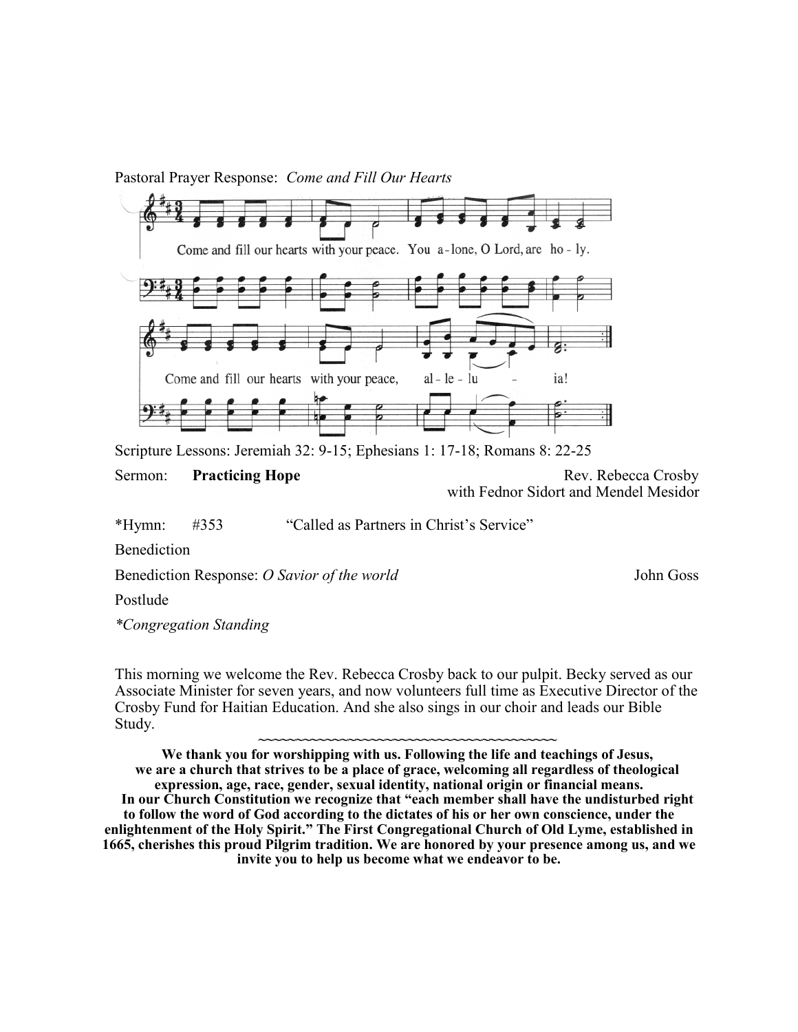Pastoral Prayer Response: *Come and Fill Our Hearts*

Come and fill our hearts with your peace. You a-lone, O Lord, are ho - ly.

Come and fill our hearts with your peace, al - le - lu - ia!

Scripture Lessons: Jeremiah 32: 9-15; Ephesians 1: 17-18; Romans 8: 22-25

Sermon: **Practicing Hope** Rev. Rebecca Crosby with Fednor Sidort and Mendel Mesidor

*Hymn: #353 "Called as Partners in Christ's Service"

Benediction

Benediction Response: *O Savior of the world* John Goss

Postlude

**Congregation Standing*

This morning we welcome the Rev. Rebecca Crosby back to our pulpit. Becky served as our Associate Minister for seven years, and now volunteers full time as Executive Director of the Crosby Fund for Haitian Education. And she also sings in our choir and leads our Bible Study.

~~~~~~~~~~~~~~~~~~~~~~~~~~~~~~~~~~~~~~~~~~

**We thank you for worshipping with us. Following the life and teachings of Jesus, we are a church that strives to be a place of grace, welcoming all regardless of theological expression, age, race, gender, sexual identity, national origin or financial means. In our Church Constitution we recognize that "each member shall have the undisturbed right to follow the word of God according to the dictates of his or her own conscience, under the enlightenment of the Holy Spirit." The First Congregational Church of Old Lyme, established in 1665, cherishes this proud Pilgrim tradition. We are honored by your presence among us, and we invite you to help us become what we endeavor to be.**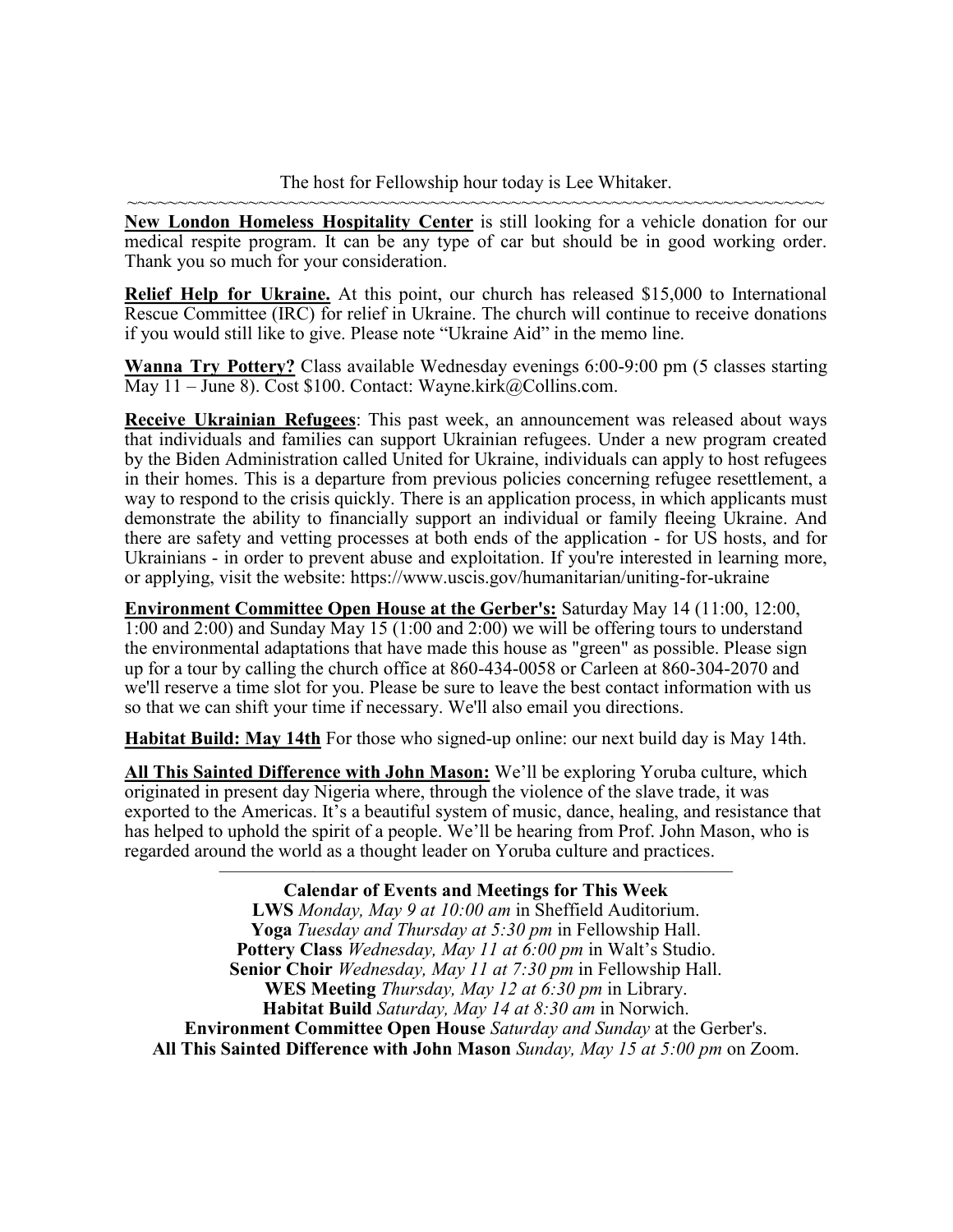The host for Fellowship hour today is Lee Whitaker.

~~~~~~~~~~~~~~~~~~~~~~~~~~~~~~~~~~~~~~~~~~~~~~~~~~~~~~~~~~~~~~~~~~~~~

**New London Homeless Hospitality Center** is still looking for a vehicle donation for our medical respite program. It can be any type of car but should be in good working order. Thank you so much for your consideration.

**Relief Help for Ukraine.** At this point, our church has released $15,000 to International Rescue Committee (IRC) for relief in Ukraine. The church will continue to receive donations if you would still like to give. Please note "Ukraine Aid" in the memo line.

**Wanna Try Pottery?** Class available Wednesday evenings 6:00-9:00 pm (5 classes starting May 11 – June 8). Cost $100. Contact: Wayne.kirk@Collins.com.

**Receive Ukrainian Refugees**: This past week, an announcement was released about ways that individuals and families can support Ukrainian refugees. Under a new program created by the Biden Administration called United for Ukraine, individuals can apply to host refugees in their homes. This is a departure from previous policies concerning refugee resettlement, a way to respond to the crisis quickly. There is an application process, in which applicants must demonstrate the ability to financially support an individual or family fleeing Ukraine. And there are safety and vetting processes at both ends of the application - for US hosts, and for Ukrainians - in order to prevent abuse and exploitation. If you're interested in learning more, or applying, visit the website: https://www.uscis.gov/humanitarian/uniting-for-ukraine

**Environment Committee Open House at the Gerber's:** Saturday May 14 (11:00, 12:00, 1:00 and 2:00) and Sunday May 15 (1:00 and 2:00) we will be offering tours to understand the environmental adaptations that have made this house as "green" as possible. Please sign up for a tour by calling the church office at 860-434-0058 or Carleen at 860-304-2070 and we'll reserve a time slot for you. Please be sure to leave the best contact information with us so that we can shift your time if necessary. We'll also email you directions.

**Habitat Build: May 14th** For those who signed-up online: our next build day is May 14th.

**All This Sainted Difference with John Mason:** We'll be exploring Yoruba culture, which originated in present day Nigeria where, through the violence of the slave trade, it was exported to the Americas. It's a beautiful system of music, dance, healing, and resistance that has helped to uphold the spirit of a people. We'll be hearing from Prof. John Mason, who is regarded around the world as a thought leader on Yoruba culture and practices.

---

**Calendar of Events and Meetings for This Week**

**LWS** *Monday, May 9 at 10:00 am* in Sheffield Auditorium.
**Yoga** *Tuesday and Thursday at 5:30 pm* in Fellowship Hall.
**Pottery Class** *Wednesday, May 11 at 6:00 pm* in Walt's Studio.
**Senior Choir** *Wednesday, May 11 at 7:30 pm* in Fellowship Hall.
**WES Meeting** *Thursday, May 12 at 6:30 pm* in Library.
**Habitat Build** *Saturday, May 14 at 8:30 am* in Norwich.
**Environment Committee Open House** *Saturday and Sunday* at the Gerber's.
**All This Sainted Difference with John Mason** *Sunday, May 15 at 5:00 pm* on Zoom.